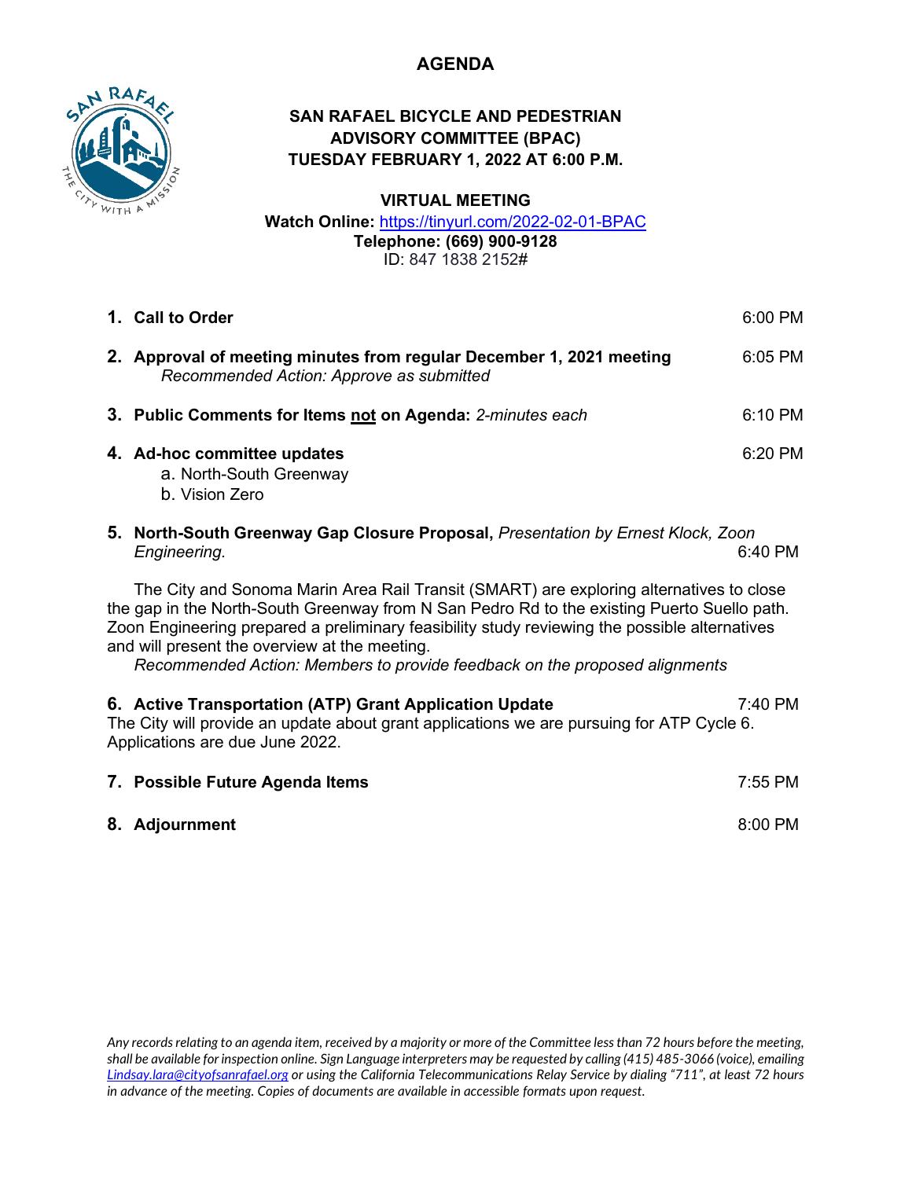# AGENDA

## SAN RAFAEL BICYCLE AND PEDESTRIAN ADVISORY COMMITTEE (BPAC)
## TUESDAY FEBRUARY 1, 2022 AT 6:00 P.M.

### VIRTUAL MEETING

**Watch Online:** https://tinyurl.com/2022-02-01-BPAC
**Telephone: (669) 900-9128**
ID: 847 1838 2152#

1. **Call to Order** — 6:00 PM

2. **Approval of meeting minutes from regular December 1, 2021 meeting** — 6:05 PM
   *Recommended Action: Approve as submitted*

3. **Public Comments for Items <u>not</u> on Agenda:** *2-minutes each* — 6:10 PM

4. **Ad-hoc committee updates** — 6:20 PM
   a. North-South Greenway
   b. Vision Zero

5. **North-South Greenway Gap Closure Proposal,** *Presentation by Ernest Klock, Zoon Engineering.* — 6:40 PM

   The City and Sonoma Marin Area Rail Transit (SMART) are exploring alternatives to close the gap in the North-South Greenway from N San Pedro Rd to the existing Puerto Suello path. Zoon Engineering prepared a preliminary feasibility study reviewing the possible alternatives and will present the overview at the meeting.
   *Recommended Action: Members to provide feedback on the proposed alignments*

6. **Active Transportation (ATP) Grant Application Update** — 7:40 PM
   The City will provide an update about grant applications we are pursuing for ATP Cycle 6. Applications are due June 2022.

7. **Possible Future Agenda Items** — 7:55 PM

8. **Adjournment** — 8:00 PM

*Any records relating to an agenda item, received by a majority or more of the Committee less than 72 hours before the meeting, shall be available for inspection online. Sign Language interpreters may be requested by calling (415) 485-3066 (voice), emailing Lindsay.lara@cityofsanrafael.org or using the California Telecommunications Relay Service by dialing "711", at least 72 hours in advance of the meeting. Copies of documents are available in accessible formats upon request.*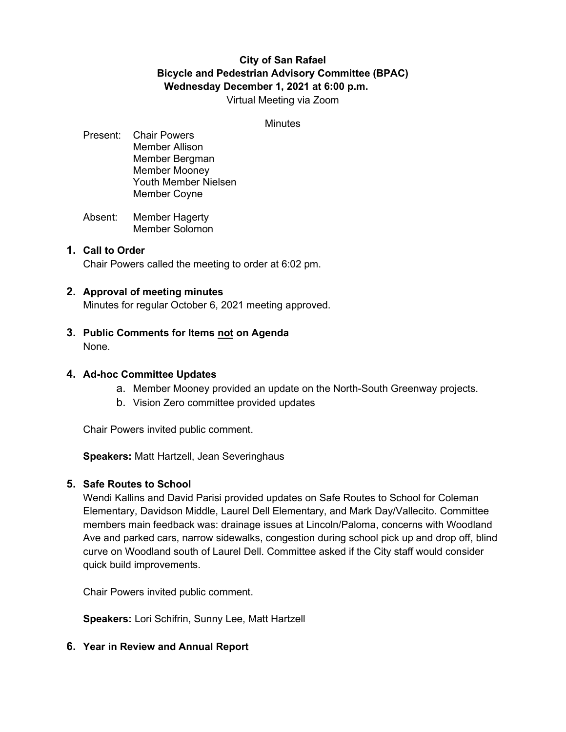**City of San Rafael**
**Bicycle and Pedestrian Advisory Committee (BPAC)**
**Wednesday December 1, 2021 at 6:00 p.m.**
Virtual Meeting via Zoom

Minutes

Present: Chair Powers
Member Allison
Member Bergman
Member Mooney
Youth Member Nielsen
Member Coyne

Absent: Member Hagerty
Member Solomon

1. **Call to Order**
   Chair Powers called the meeting to order at 6:02 pm.

2. **Approval of meeting minutes**
   Minutes for regular October 6, 2021 meeting approved.

3. **Public Comments for Items not on Agenda**
   None.

4. **Ad-hoc Committee Updates**
   a. Member Mooney provided an update on the North-South Greenway projects.
   b. Vision Zero committee provided updates

   Chair Powers invited public comment.

   **Speakers:** Matt Hartzell, Jean Severinghaus

5. **Safe Routes to School**
   Wendi Kallins and David Parisi provided updates on Safe Routes to School for Coleman Elementary, Davidson Middle, Laurel Dell Elementary, and Mark Day/Vallecito. Committee members main feedback was: drainage issues at Lincoln/Paloma, concerns with Woodland Ave and parked cars, narrow sidewalks, congestion during school pick up and drop off, blind curve on Woodland south of Laurel Dell. Committee asked if the City staff would consider quick build improvements.

   Chair Powers invited public comment.

   **Speakers:** Lori Schifrin, Sunny Lee, Matt Hartzell

6. **Year in Review and Annual Report**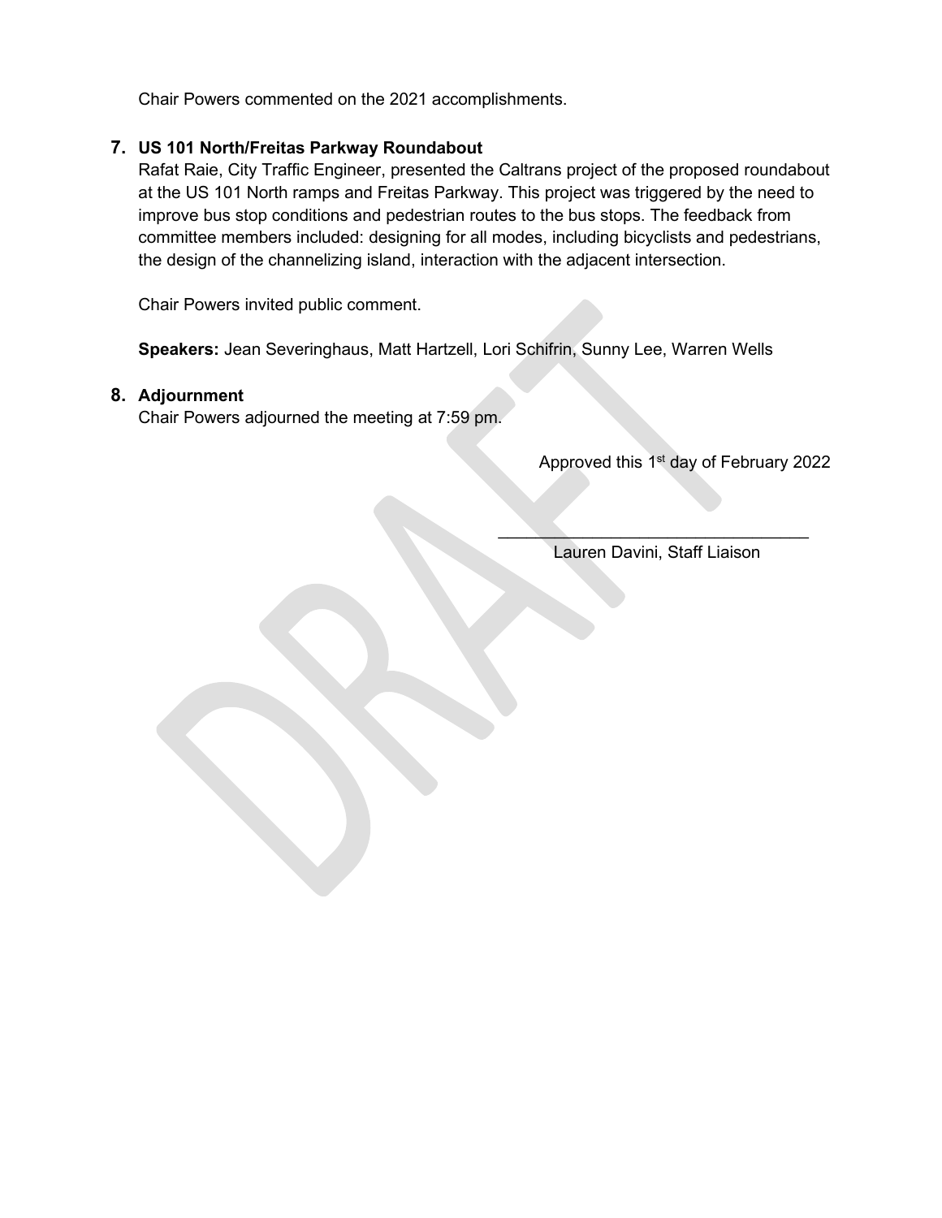Chair Powers commented on the 2021 accomplishments.

**7. US 101 North/Freitas Parkway Roundabout**

Rafat Raie, City Traffic Engineer, presented the Caltrans project of the proposed roundabout at the US 101 North ramps and Freitas Parkway. This project was triggered by the need to improve bus stop conditions and pedestrian routes to the bus stops. The feedback from committee members included: designing for all modes, including bicyclists and pedestrians, the design of the channelizing island, interaction with the adjacent intersection.

Chair Powers invited public comment.

**Speakers:** Jean Severinghaus, Matt Hartzell, Lori Schifrin, Sunny Lee, Warren Wells

**8. Adjournment**

Chair Powers adjourned the meeting at 7:59 pm.

Approved this 1st day of February 2022

\_\_\_\_\_\_\_\_\_\_\_\_\_\_\_\_\_\_\_\_\_\_\_\_\_\_\_\_\_\_\_\_\_\_

Lauren Davini, Staff Liaison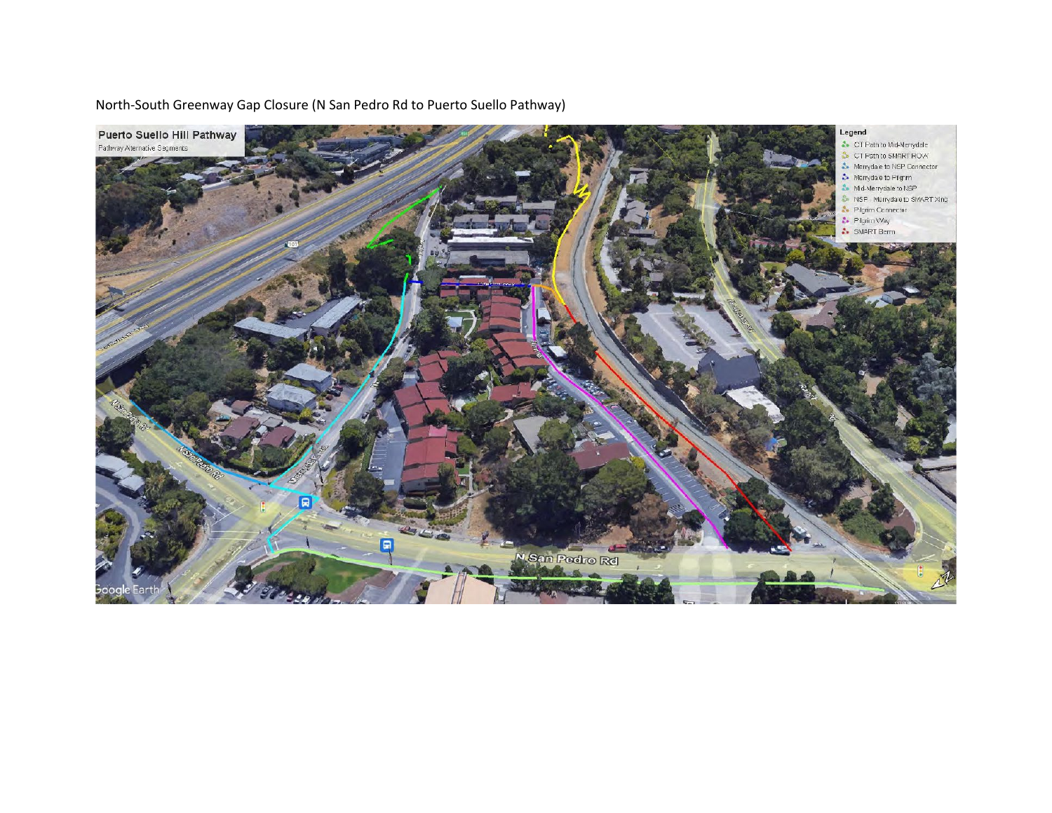North-South Greenway Gap Closure (N San Pedro Rd to Puerto Suello Pathway)

**Puerto Suello Hill Pathway**

Pathway Alternative Segments

**Legend**

- CT Path to Mid-Merrydale
- CT Path to SMART ROW
- Merrydale to NSP Connector
- Merrydale to Pilgrim
- Mid-Merrydale to NSP
- NSP - Merrydale to SMART Xing
- Pilgrim Connector
- Pilgrim Way
- SMART Berm

N San Pedro Rd

Merrydale Rd

Google Earth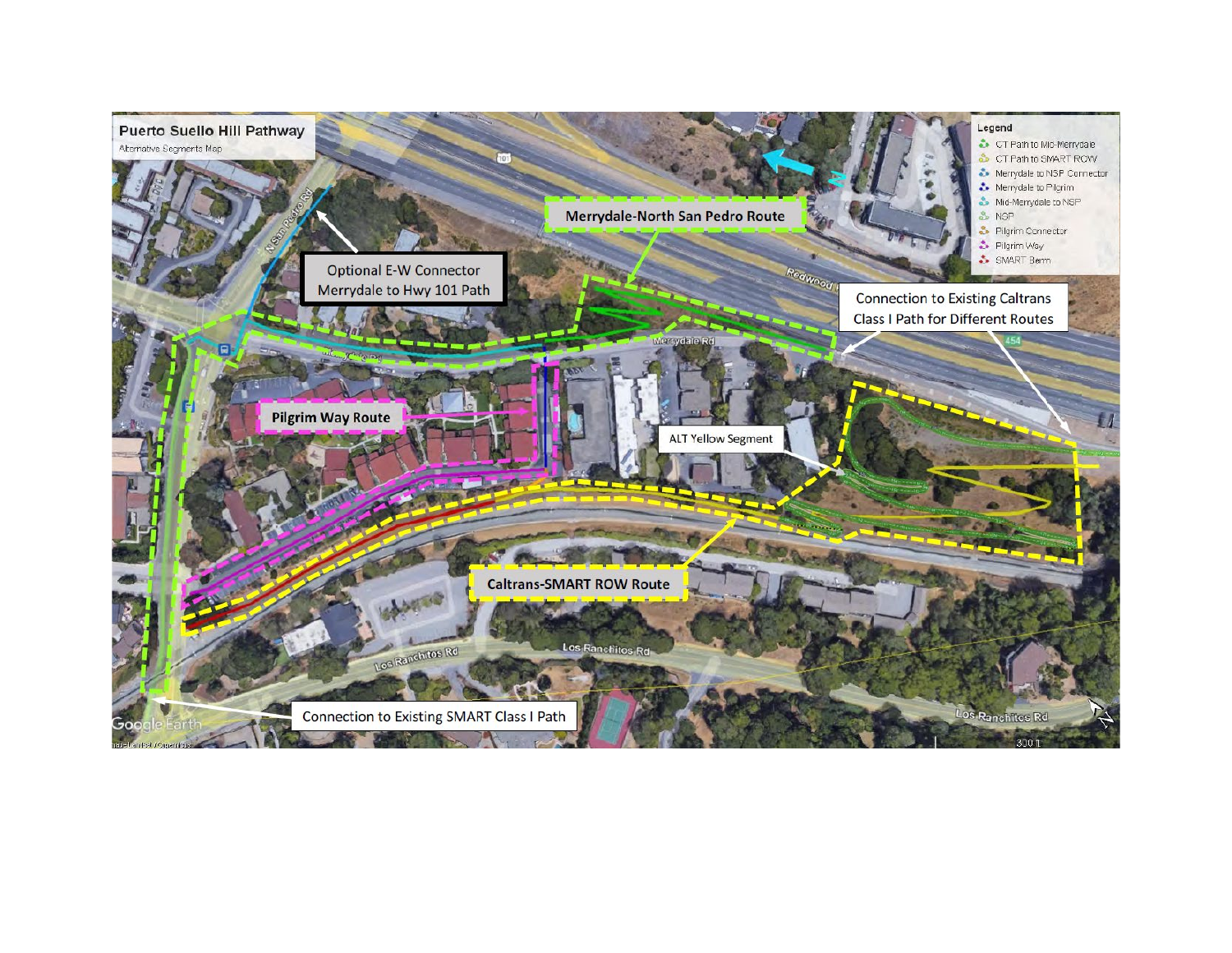Puerto Suello Hill Pathway

Alternative Segments Map

Legend

- CT Path to Mid-Merrydale
- CT Path to SMART ROW
- Merrydale to NSP Connector
- Merrydale to Pilgrim
- Mid-Merrydale to NSP
- NSP
- Pilgrim Connector
- Pilgrim Way
- SMART Berm

Merrydale-North San Pedro Route

Optional E-W Connector Merrydale to Hwy 101 Path

Connection to Existing Caltrans Class I Path for Different Routes

Pilgrim Way Route

ALT Yellow Segment

Caltrans-SMART ROW Route

Connection to Existing SMART Class I Path

N San Pedro Rd

Merrydale Rd

Redwood Hwy

Los Ranchitos Rd

101

454